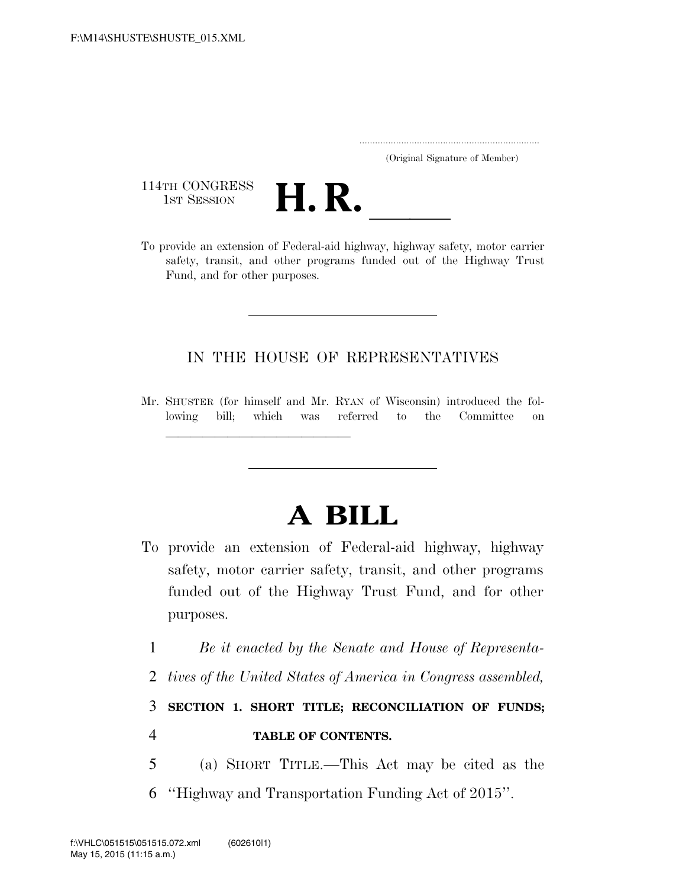.....................................................................
(Original Signature of Member)

114TH CONGRESS
1ST SESSION

# H. R. \_\_\_\_\_\_

To provide an extension of Federal-aid highway, highway safety, motor carrier safety, transit, and other programs funded out of the Highway Trust Fund, and for other purposes.

---

IN THE HOUSE OF REPRESENTATIVES

Mr. SHUSTER (for himself and Mr. RYAN of Wisconsin) introduced the following bill; which was referred to the Committee on \_\_\_\_\_\_\_\_\_\_\_\_\_\_\_\_\_\_\_\_\_\_\_\_\_\_\_\_\_\_

---

# A BILL

To provide an extension of Federal-aid highway, highway safety, motor carrier safety, transit, and other programs funded out of the Highway Trust Fund, and for other purposes.

1 *Be it enacted by the Senate and House of Representa-*
2 *tives of the United States of America in Congress assembled,*

3 **SECTION 1. SHORT TITLE; RECONCILIATION OF FUNDS;**
4 **TABLE OF CONTENTS.**

5 (a) SHORT TITLE.—This Act may be cited as the
6 ''Highway and Transportation Funding Act of 2015''.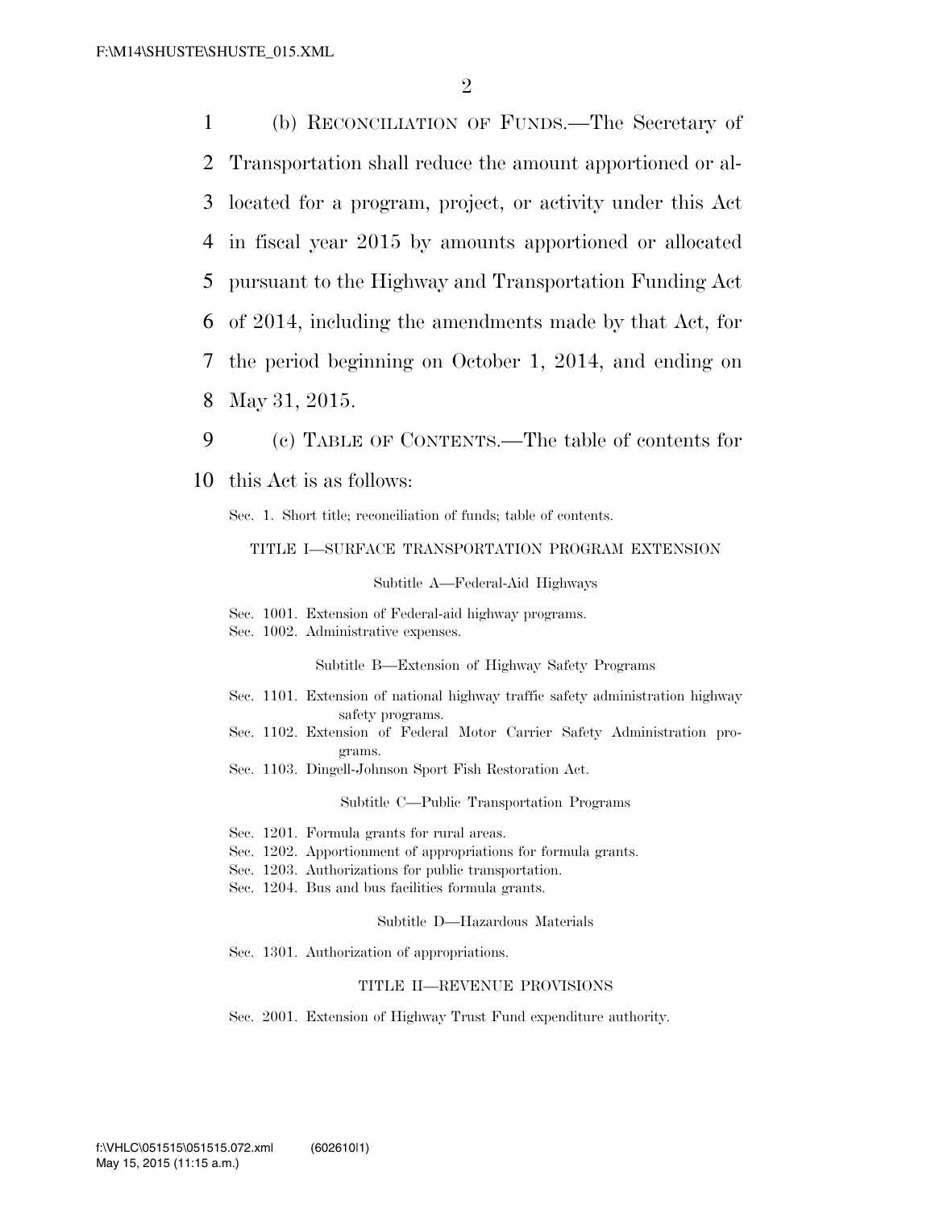(b) RECONCILIATION OF FUNDS.—The Secretary of Transportation shall reduce the amount apportioned or allocated for a program, project, or activity under this Act in fiscal year 2015 by amounts apportioned or allocated pursuant to the Highway and Transportation Funding Act of 2014, including the amendments made by that Act, for the period beginning on October 1, 2014, and ending on May 31, 2015.

(c) TABLE OF CONTENTS.—The table of contents for this Act is as follows:

Sec. 1. Short title; reconciliation of funds; table of contents.

TITLE I—SURFACE TRANSPORTATION PROGRAM EXTENSION

Subtitle A—Federal-Aid Highways

Sec. 1001. Extension of Federal-aid highway programs.
Sec. 1002. Administrative expenses.

Subtitle B—Extension of Highway Safety Programs

Sec. 1101. Extension of national highway traffic safety administration highway safety programs.
Sec. 1102. Extension of Federal Motor Carrier Safety Administration programs.
Sec. 1103. Dingell-Johnson Sport Fish Restoration Act.

Subtitle C—Public Transportation Programs

Sec. 1201. Formula grants for rural areas.
Sec. 1202. Apportionment of appropriations for formula grants.
Sec. 1203. Authorizations for public transportation.
Sec. 1204. Bus and bus facilities formula grants.

Subtitle D—Hazardous Materials

Sec. 1301. Authorization of appropriations.

TITLE II—REVENUE PROVISIONS

Sec. 2001. Extension of Highway Trust Fund expenditure authority.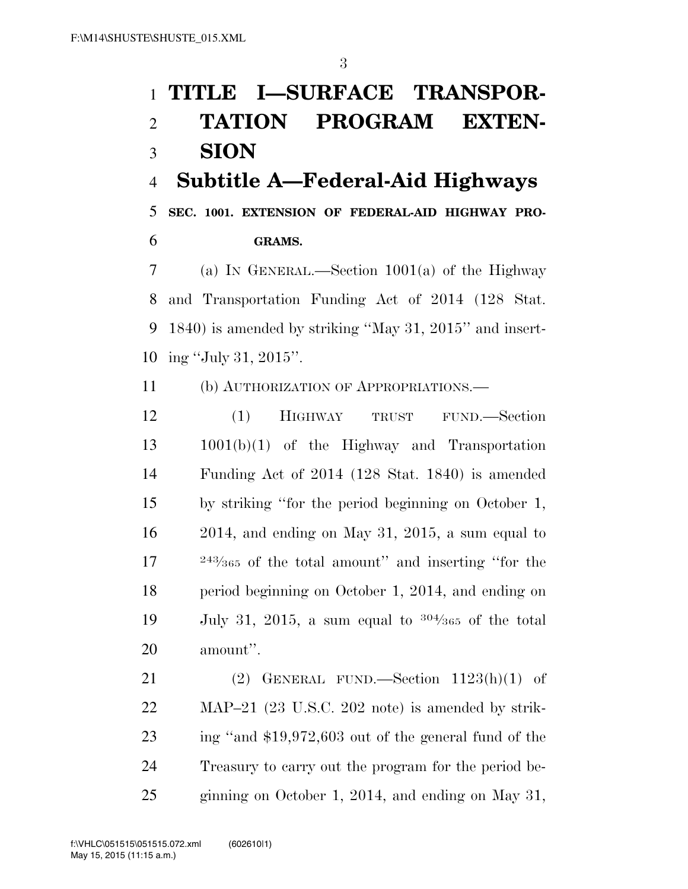# TITLE I—SURFACE TRANSPORTATION PROGRAM EXTENSION

## Subtitle A—Federal-Aid Highways

**SEC. 1001. EXTENSION OF FEDERAL-AID HIGHWAY PROGRAMS.**

(a) IN GENERAL.—Section 1001(a) of the Highway and Transportation Funding Act of 2014 (128 Stat. 1840) is amended by striking "May 31, 2015" and inserting "July 31, 2015".

(b) AUTHORIZATION OF APPROPRIATIONS.—

(1) HIGHWAY TRUST FUND.—Section 1001(b)(1) of the Highway and Transportation Funding Act of 2014 (128 Stat. 1840) is amended by striking "for the period beginning on October 1, 2014, and ending on May 31, 2015, a sum equal to 243⁄365 of the total amount" and inserting "for the period beginning on October 1, 2014, and ending on July 31, 2015, a sum equal to 304⁄365 of the total amount".

(2) GENERAL FUND.—Section 1123(h)(1) of MAP–21 (23 U.S.C. 202 note) is amended by striking "and $19,972,603 out of the general fund of the Treasury to carry out the program for the period beginning on October 1, 2014, and ending on May 31,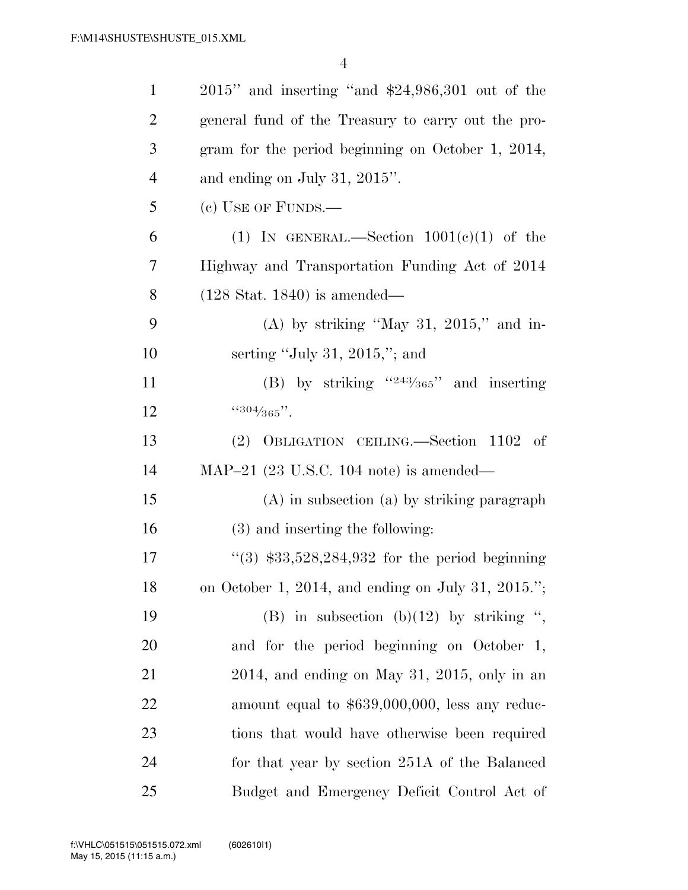2015'' and inserting ''and $24,986,301 out of the general fund of the Treasury to carry out the program for the period beginning on October 1, 2014, and ending on July 31, 2015''.

(c) USE OF FUNDS.—

(1) IN GENERAL.—Section 1001(c)(1) of the Highway and Transportation Funding Act of 2014 (128 Stat. 1840) is amended—

(A) by striking ''May 31, 2015,'' and inserting ''July 31, 2015,''; and

(B) by striking ''243/365'' and inserting ''304/365''.

(2) OBLIGATION CEILING.—Section 1102 of MAP–21 (23 U.S.C. 104 note) is amended—

(A) in subsection (a) by striking paragraph (3) and inserting the following:

''(3) $33,528,284,932 for the period beginning on October 1, 2014, and ending on July 31, 2015.'';

(B) in subsection (b)(12) by striking '', and for the period beginning on October 1, 2014, and ending on May 31, 2015, only in an amount equal to $639,000,000, less any reductions that would have otherwise been required for that year by section 251A of the Balanced Budget and Emergency Deficit Control Act of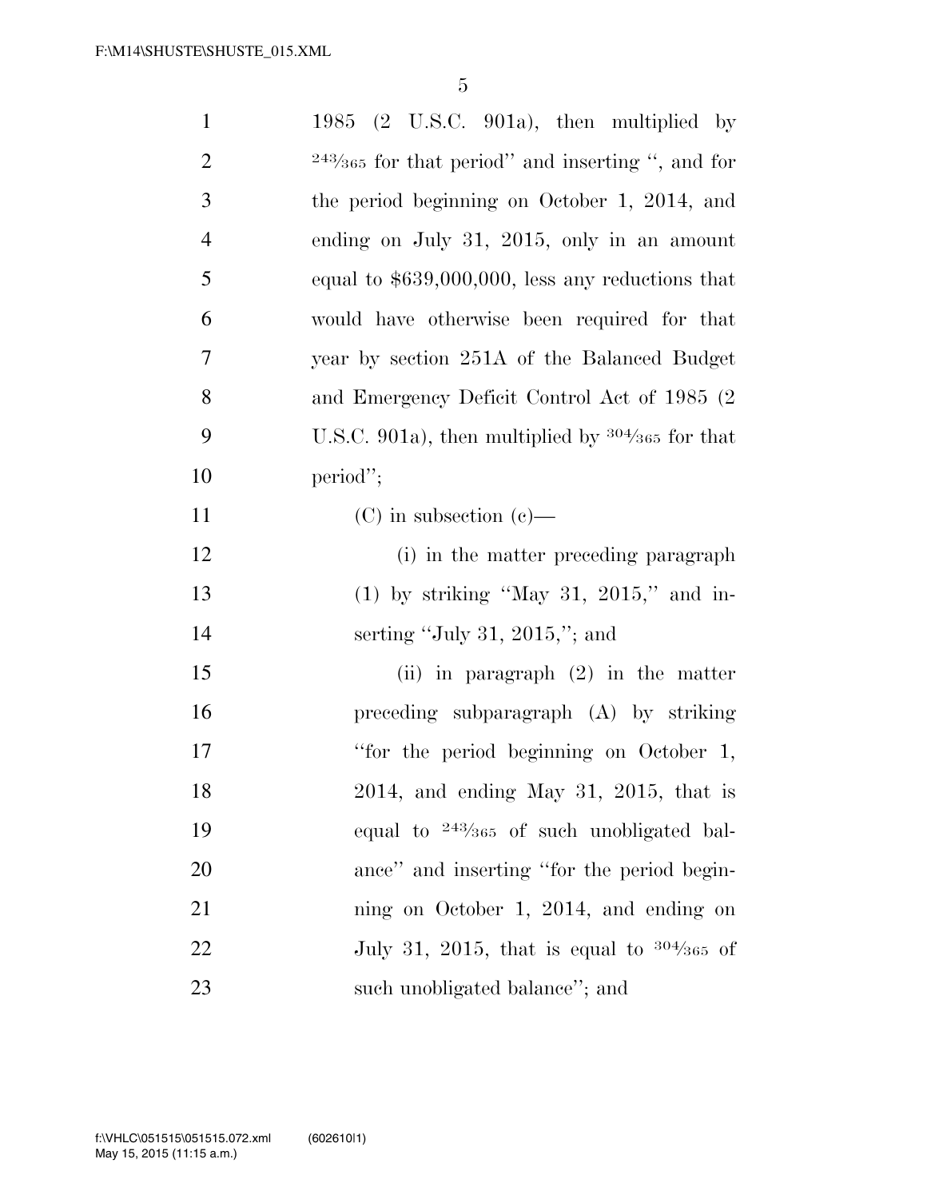1985 (2 U.S.C. 901a), then multiplied by $^{243}/_{365}$ for that period'' and inserting '', and for the period beginning on October 1, 2014, and ending on July 31, 2015, only in an amount equal to $639,000,000, less any reductions that would have otherwise been required for that year by section 251A of the Balanced Budget and Emergency Deficit Control Act of 1985 (2 U.S.C. 901a), then multiplied by $^{304}/_{365}$ for that period'';

(C) in subsection (c)—

(i) in the matter preceding paragraph (1) by striking ''May 31, 2015,'' and inserting ''July 31, 2015,''; and

(ii) in paragraph (2) in the matter preceding subparagraph (A) by striking ''for the period beginning on October 1, 2014, and ending May 31, 2015, that is equal to $^{243}/_{365}$ of such unobligated balance'' and inserting ''for the period beginning on October 1, 2014, and ending on July 31, 2015, that is equal to $^{304}/_{365}$ of such unobligated balance''; and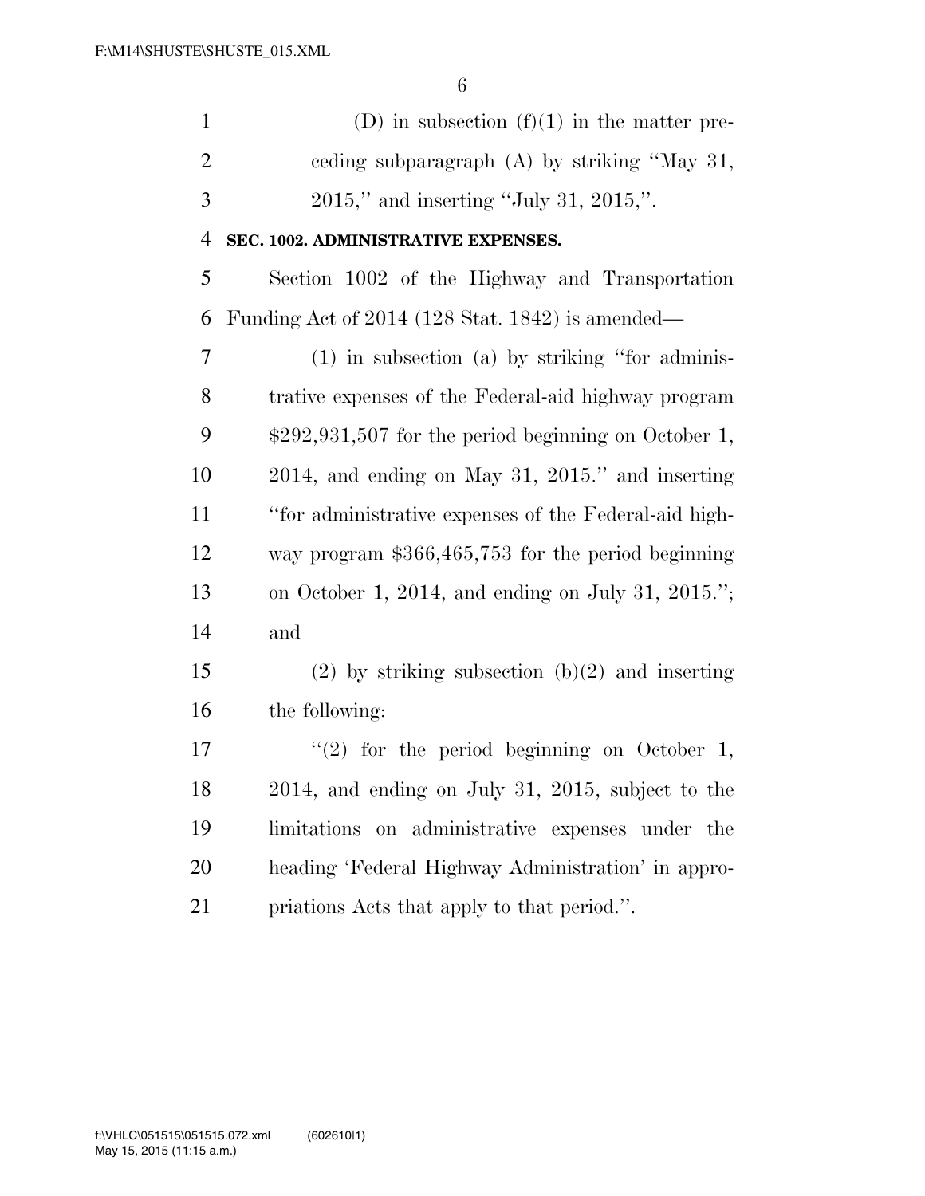(D) in subsection (f)(1) in the matter preceding subparagraph (A) by striking "May 31, 2015," and inserting "July 31, 2015,".

**SEC. 1002. ADMINISTRATIVE EXPENSES.**

Section 1002 of the Highway and Transportation Funding Act of 2014 (128 Stat. 1842) is amended—

(1) in subsection (a) by striking "for administrative expenses of the Federal-aid highway program $292,931,507 for the period beginning on October 1, 2014, and ending on May 31, 2015." and inserting "for administrative expenses of the Federal-aid highway program $366,465,753 for the period beginning on October 1, 2014, and ending on July 31, 2015."; and

(2) by striking subsection (b)(2) and inserting the following:

"(2) for the period beginning on October 1, 2014, and ending on July 31, 2015, subject to the limitations on administrative expenses under the heading 'Federal Highway Administration' in appropriations Acts that apply to that period.".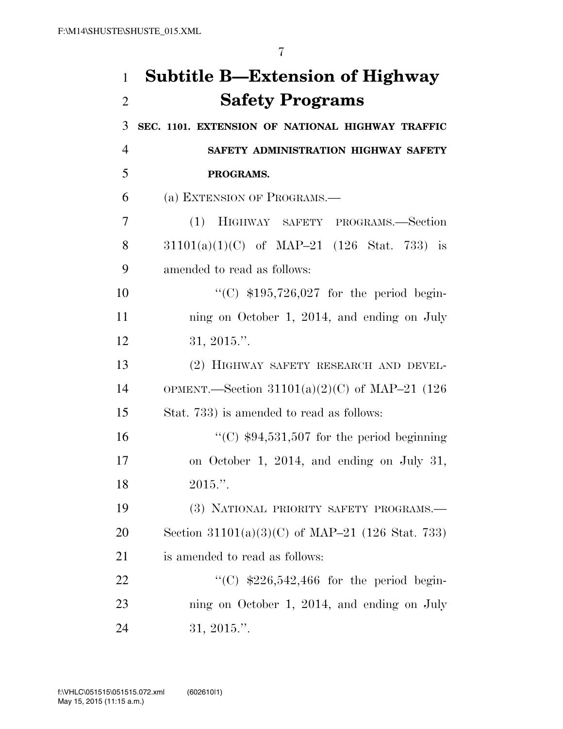# Subtitle B—Extension of Highway Safety Programs

**SEC. 1101. EXTENSION OF NATIONAL HIGHWAY TRAFFIC SAFETY ADMINISTRATION HIGHWAY SAFETY PROGRAMS.**

(a) EXTENSION OF PROGRAMS.—

(1) HIGHWAY SAFETY PROGRAMS.—Section 31101(a)(1)(C) of MAP–21 (126 Stat. 733) is amended to read as follows:

"(C) $195,726,027 for the period beginning on October 1, 2014, and ending on July 31, 2015.".

(2) HIGHWAY SAFETY RESEARCH AND DEVELOPMENT.—Section 31101(a)(2)(C) of MAP–21 (126 Stat. 733) is amended to read as follows:

"(C) $94,531,507 for the period beginning on October 1, 2014, and ending on July 31, 2015.".

(3) NATIONAL PRIORITY SAFETY PROGRAMS.—Section 31101(a)(3)(C) of MAP–21 (126 Stat. 733) is amended to read as follows:

"(C) $226,542,466 for the period beginning on October 1, 2014, and ending on July 31, 2015.".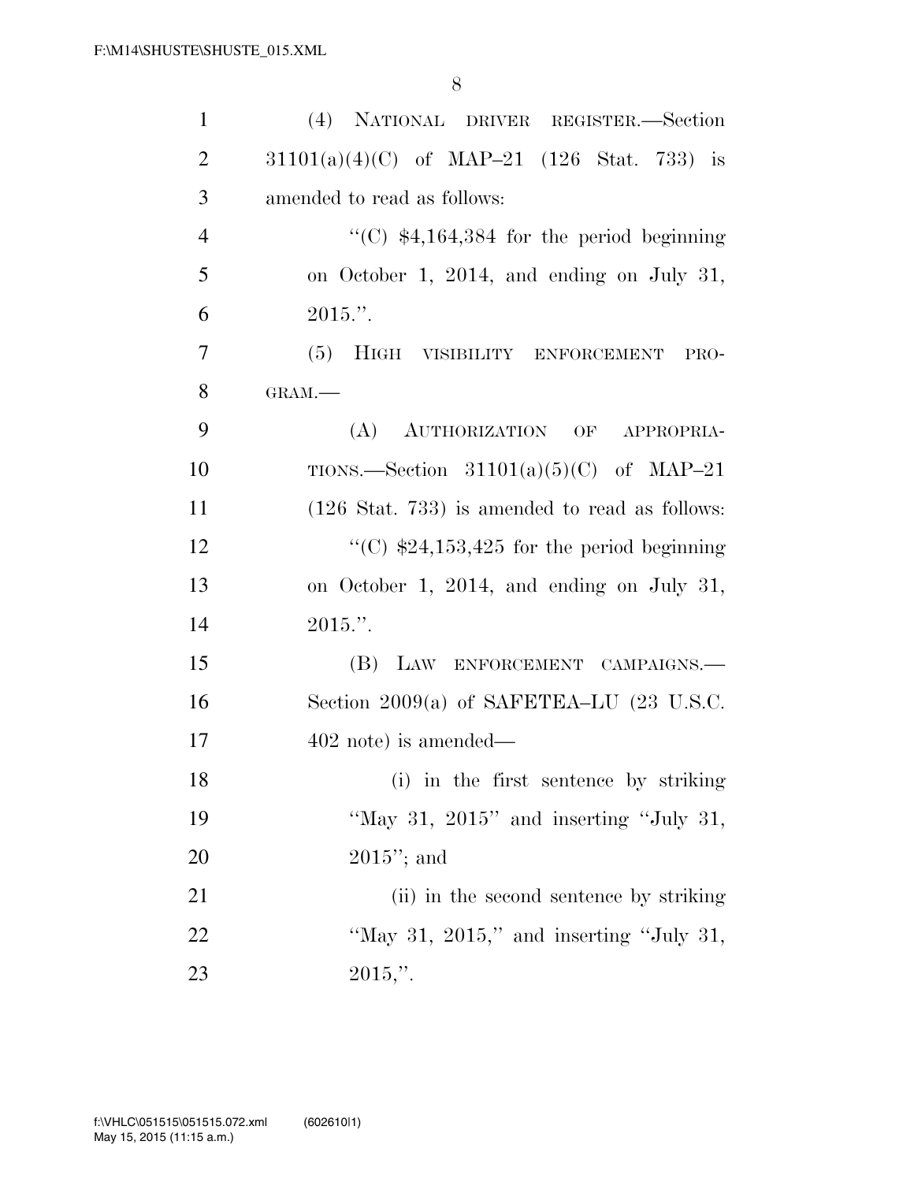(4) NATIONAL DRIVER REGISTER.—Section 31101(a)(4)(C) of MAP–21 (126 Stat. 733) is amended to read as follows:

"(C) $4,164,384 for the period beginning on October 1, 2014, and ending on July 31, 2015.".

(5) HIGH VISIBILITY ENFORCEMENT PROGRAM.—

(A) AUTHORIZATION OF APPROPRIATIONS.—Section 31101(a)(5)(C) of MAP–21 (126 Stat. 733) is amended to read as follows:

"(C) $24,153,425 for the period beginning on October 1, 2014, and ending on July 31, 2015.".

(B) LAW ENFORCEMENT CAMPAIGNS.—Section 2009(a) of SAFETEA–LU (23 U.S.C. 402 note) is amended—

(i) in the first sentence by striking "May 31, 2015" and inserting "July 31, 2015"; and

(ii) in the second sentence by striking "May 31, 2015," and inserting "July 31, 2015,".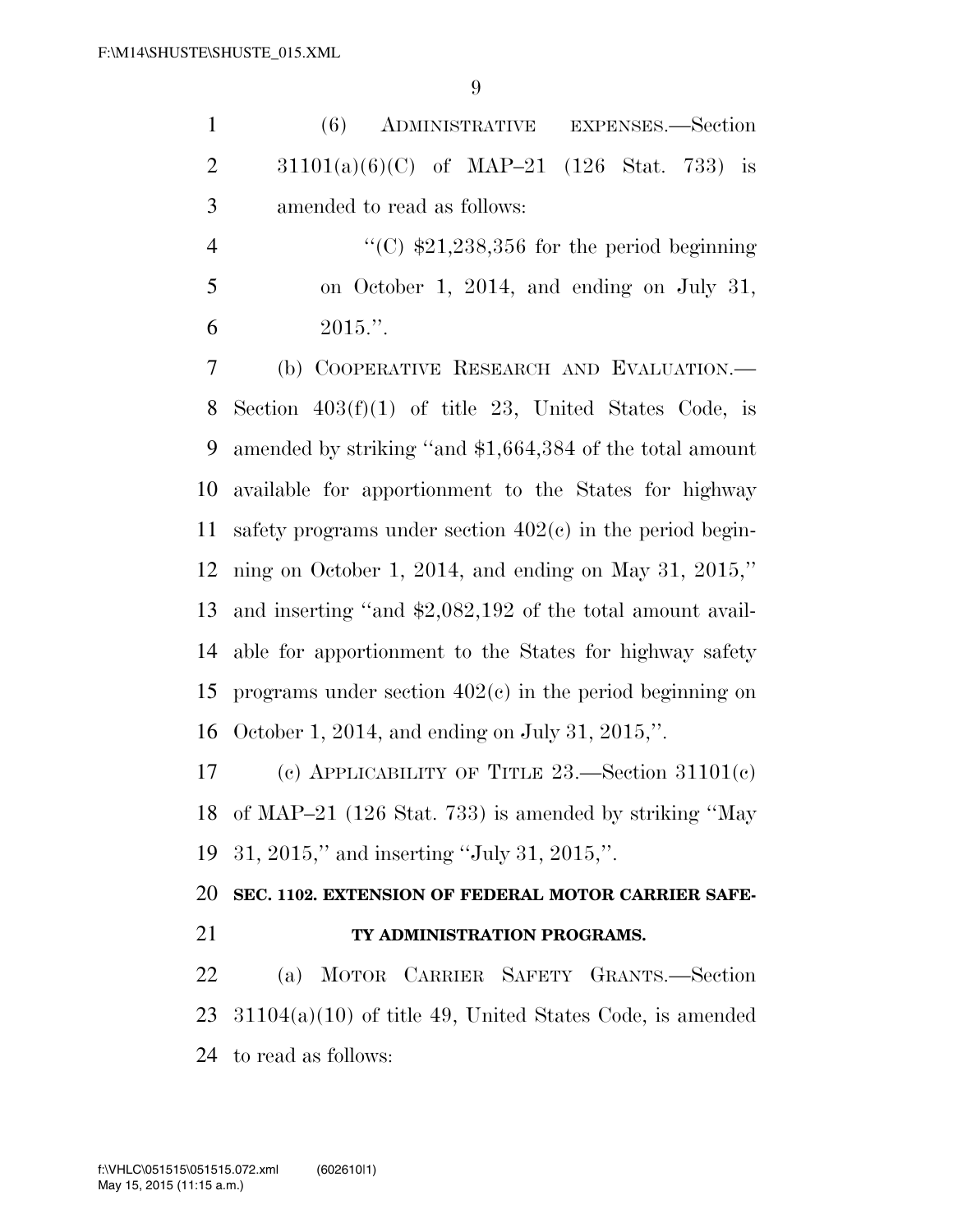(6) ADMINISTRATIVE EXPENSES.—Section 31101(a)(6)(C) of MAP–21 (126 Stat. 733) is amended to read as follows:

"(C) $21,238,356 for the period beginning on October 1, 2014, and ending on July 31, 2015.".

(b) COOPERATIVE RESEARCH AND EVALUATION.—Section 403(f)(1) of title 23, United States Code, is amended by striking "and $1,664,384 of the total amount available for apportionment to the States for highway safety programs under section 402(c) in the period beginning on October 1, 2014, and ending on May 31, 2015," and inserting "and $2,082,192 of the total amount available for apportionment to the States for highway safety programs under section 402(c) in the period beginning on October 1, 2014, and ending on July 31, 2015,".

(c) APPLICABILITY OF TITLE 23.—Section 31101(c) of MAP–21 (126 Stat. 733) is amended by striking "May 31, 2015," and inserting "July 31, 2015,".

**SEC. 1102. EXTENSION OF FEDERAL MOTOR CARRIER SAFETY ADMINISTRATION PROGRAMS.**

(a) MOTOR CARRIER SAFETY GRANTS.—Section 31104(a)(10) of title 49, United States Code, is amended to read as follows: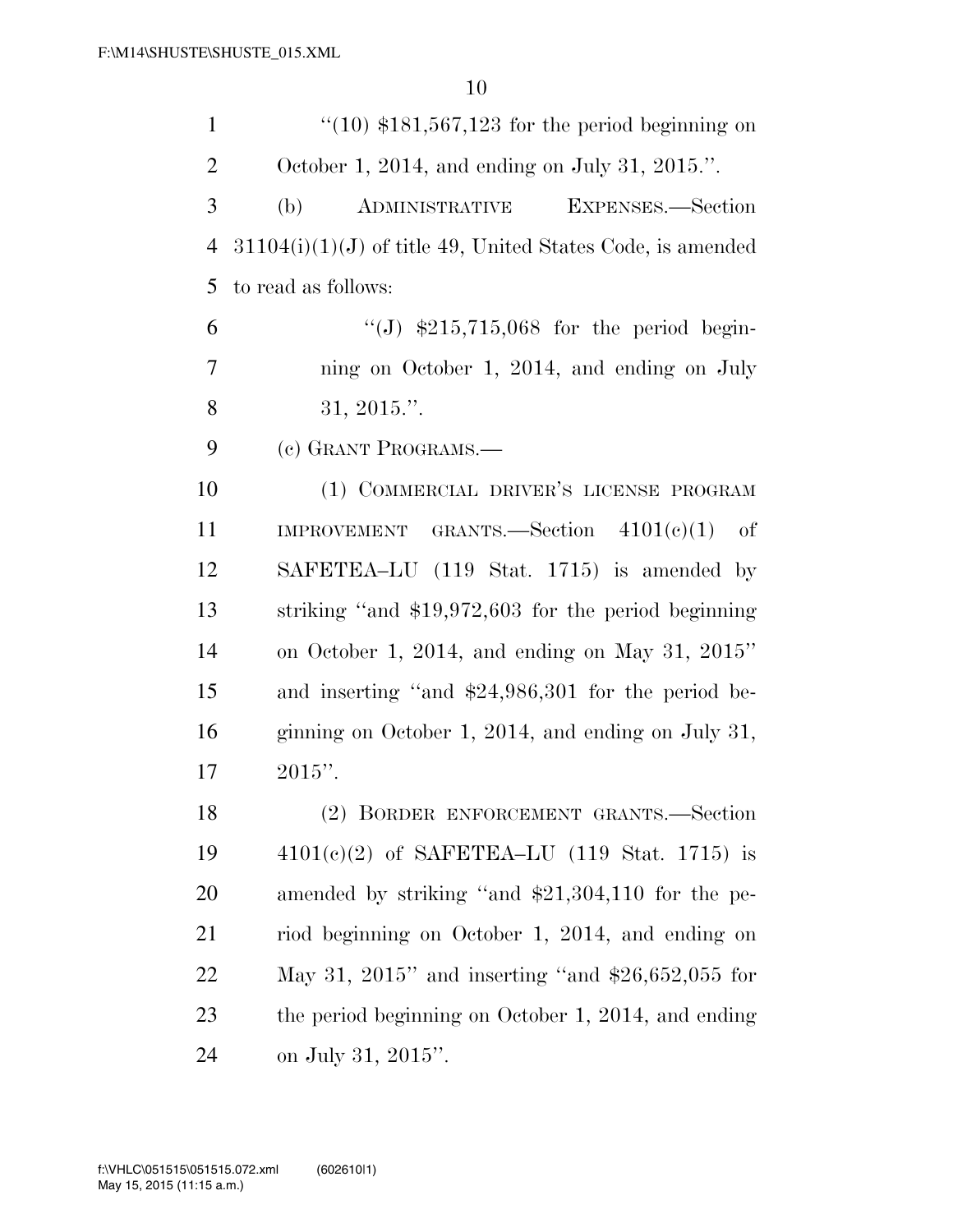"(10) $181,567,123 for the period beginning on October 1, 2014, and ending on July 31, 2015.".

(b) ADMINISTRATIVE EXPENSES.—Section 31104(i)(1)(J) of title 49, United States Code, is amended to read as follows:

"(J) $215,715,068 for the period beginning on October 1, 2014, and ending on July 31, 2015.".

(c) GRANT PROGRAMS.—

(1) COMMERCIAL DRIVER'S LICENSE PROGRAM IMPROVEMENT GRANTS.—Section 4101(c)(1) of SAFETEA–LU (119 Stat. 1715) is amended by striking "and $19,972,603 for the period beginning on October 1, 2014, and ending on May 31, 2015" and inserting "and $24,986,301 for the period beginning on October 1, 2014, and ending on July 31, 2015".

(2) BORDER ENFORCEMENT GRANTS.—Section 4101(c)(2) of SAFETEA–LU (119 Stat. 1715) is amended by striking "and $21,304,110 for the period beginning on October 1, 2014, and ending on May 31, 2015" and inserting "and $26,652,055 for the period beginning on October 1, 2014, and ending on July 31, 2015".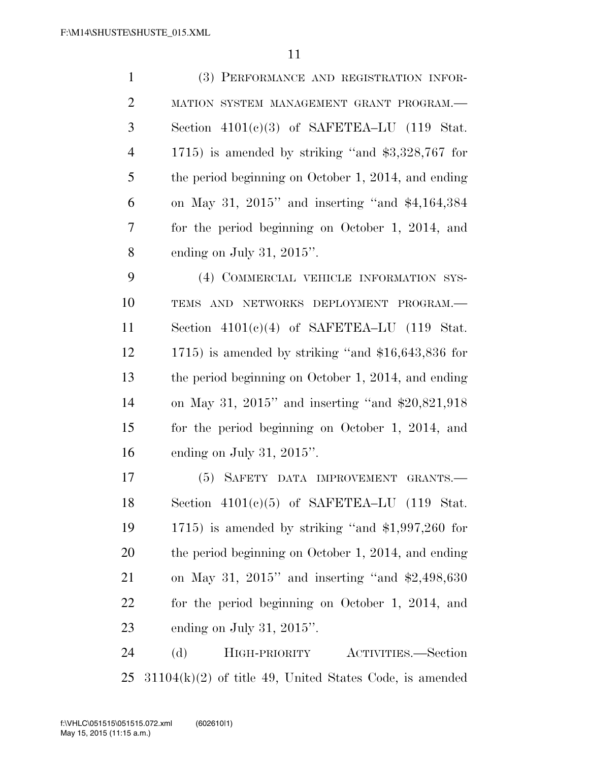(3) Performance and registration information system management grant program.—Section 4101(c)(3) of SAFETEA–LU (119 Stat. 1715) is amended by striking ''and $3,328,767 for the period beginning on October 1, 2014, and ending on May 31, 2015'' and inserting ''and $4,164,384 for the period beginning on October 1, 2014, and ending on July 31, 2015''.

(4) Commercial vehicle information systems and networks deployment program.—Section 4101(c)(4) of SAFETEA–LU (119 Stat. 1715) is amended by striking ''and $16,643,836 for the period beginning on October 1, 2014, and ending on May 31, 2015'' and inserting ''and $20,821,918 for the period beginning on October 1, 2014, and ending on July 31, 2015''.

(5) Safety data improvement grants.—Section 4101(c)(5) of SAFETEA–LU (119 Stat. 1715) is amended by striking ''and $1,997,260 for the period beginning on October 1, 2014, and ending on May 31, 2015'' and inserting ''and $2,498,630 for the period beginning on October 1, 2014, and ending on July 31, 2015''.

(d) High-priority Activities.—Section 31104(k)(2) of title 49, United States Code, is amended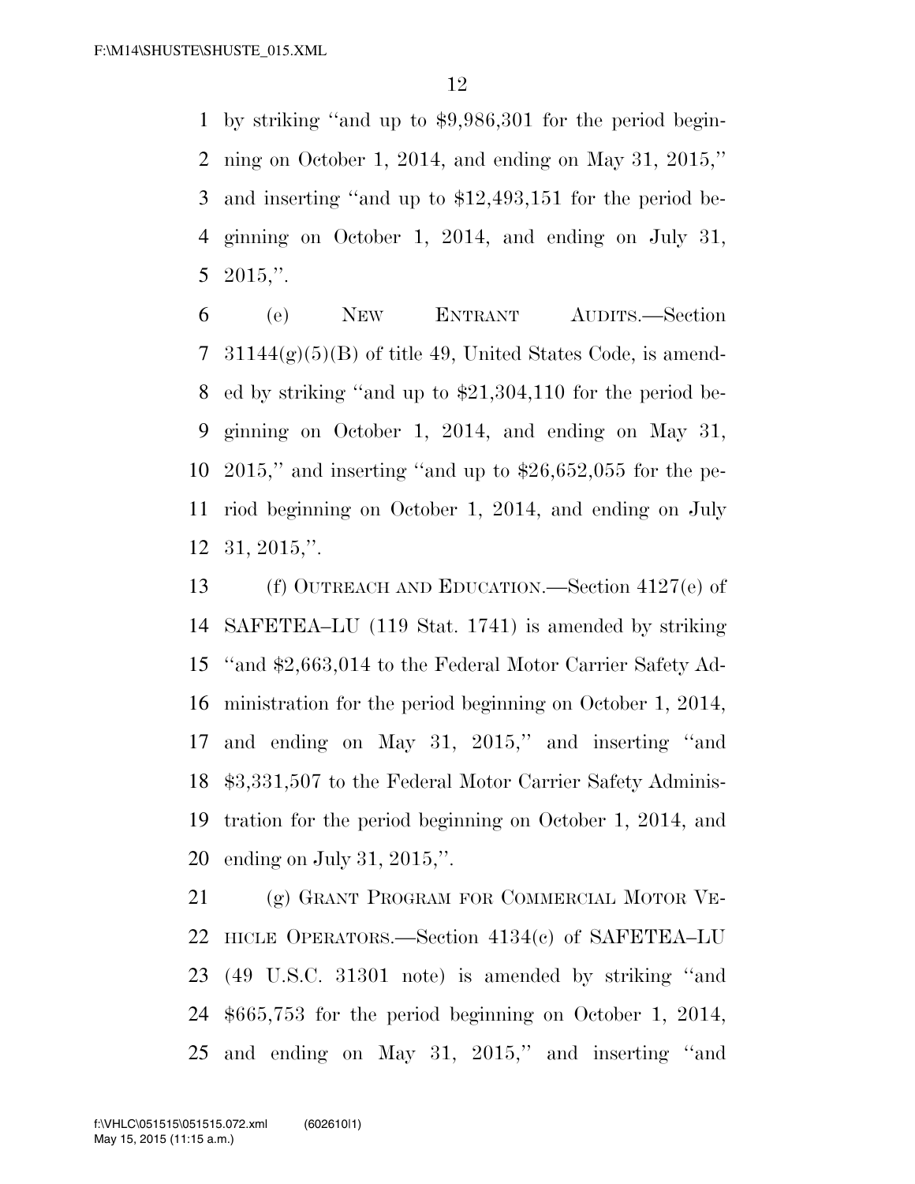by striking "and up to $9,986,301 for the period beginning on October 1, 2014, and ending on May 31, 2015," and inserting "and up to $12,493,151 for the period beginning on October 1, 2014, and ending on July 31, 2015,".

(e) NEW ENTRANT AUDITS.—Section 31144(g)(5)(B) of title 49, United States Code, is amended by striking "and up to $21,304,110 for the period beginning on October 1, 2014, and ending on May 31, 2015," and inserting "and up to $26,652,055 for the period beginning on October 1, 2014, and ending on July 31, 2015,".

(f) OUTREACH AND EDUCATION.—Section 4127(e) of SAFETEA–LU (119 Stat. 1741) is amended by striking "and $2,663,014 to the Federal Motor Carrier Safety Administration for the period beginning on October 1, 2014, and ending on May 31, 2015," and inserting "and $3,331,507 to the Federal Motor Carrier Safety Administration for the period beginning on October 1, 2014, and ending on July 31, 2015,".

(g) GRANT PROGRAM FOR COMMERCIAL MOTOR VEHICLE OPERATORS.—Section 4134(c) of SAFETEA–LU (49 U.S.C. 31301 note) is amended by striking "and $665,753 for the period beginning on October 1, 2014, and ending on May 31, 2015," and inserting "and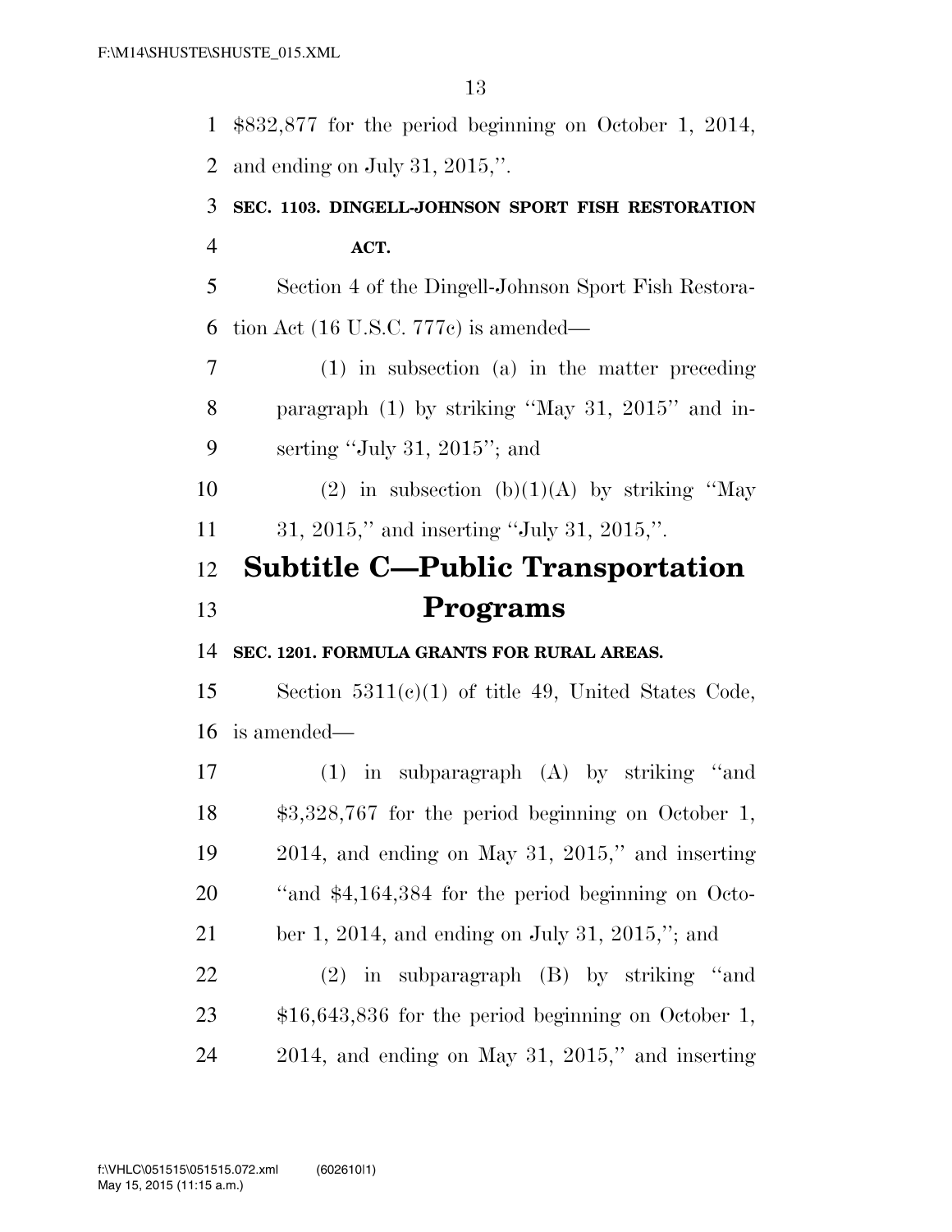$832,877 for the period beginning on October 1, 2014, and ending on July 31, 2015,''.

**SEC. 1103. DINGELL-JOHNSON SPORT FISH RESTORATION ACT.**

Section 4 of the Dingell-Johnson Sport Fish Restoration Act (16 U.S.C. 777c) is amended—

(1) in subsection (a) in the matter preceding paragraph (1) by striking ''May 31, 2015'' and inserting ''July 31, 2015''; and

(2) in subsection (b)(1)(A) by striking ''May 31, 2015,'' and inserting ''July 31, 2015,''.

# Subtitle C—Public Transportation Programs

**SEC. 1201. FORMULA GRANTS FOR RURAL AREAS.**

Section 5311(c)(1) of title 49, United States Code, is amended—

(1) in subparagraph (A) by striking ''and $3,328,767 for the period beginning on October 1, 2014, and ending on May 31, 2015,'' and inserting ''and $4,164,384 for the period beginning on October 1, 2014, and ending on July 31, 2015,''; and

(2) in subparagraph (B) by striking ''and $16,643,836 for the period beginning on October 1, 2014, and ending on May 31, 2015,'' and inserting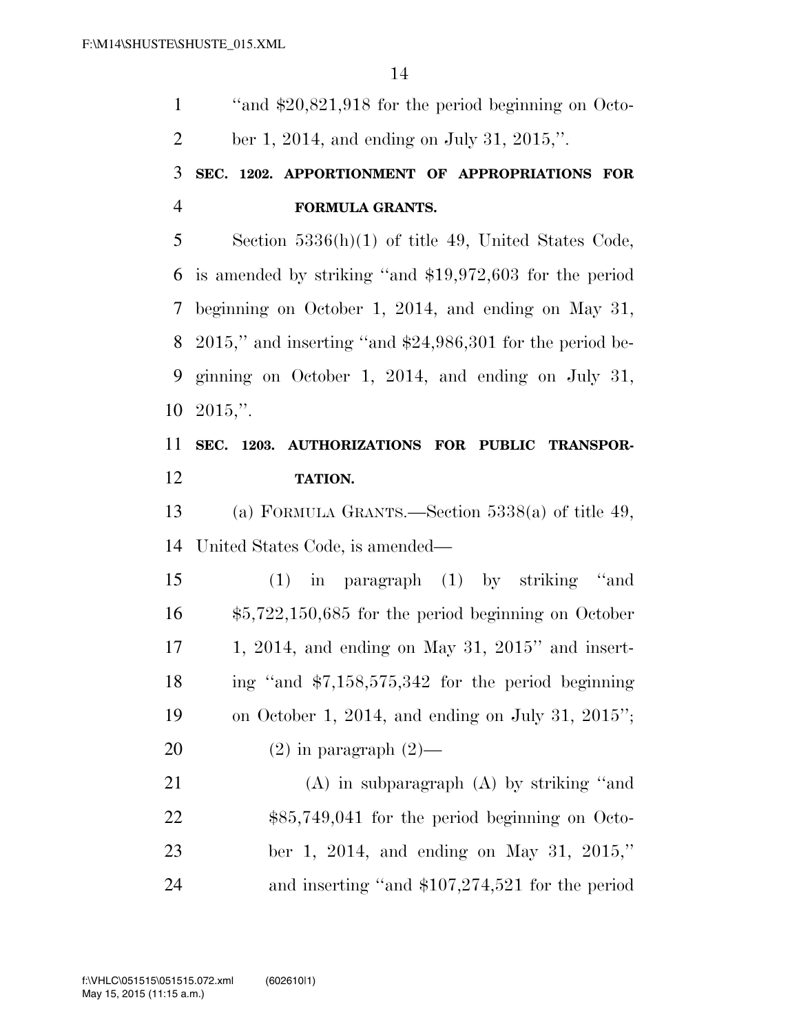"and $20,821,918 for the period beginning on October 1, 2014, and ending on July 31, 2015,".

**SEC. 1202. APPORTIONMENT OF APPROPRIATIONS FOR FORMULA GRANTS.**

Section 5336(h)(1) of title 49, United States Code, is amended by striking "and $19,972,603 for the period beginning on October 1, 2014, and ending on May 31, 2015," and inserting "and $24,986,301 for the period beginning on October 1, 2014, and ending on July 31, 2015,".

**SEC. 1203. AUTHORIZATIONS FOR PUBLIC TRANSPORTATION.**

(a) FORMULA GRANTS.—Section 5338(a) of title 49, United States Code, is amended—

(1) in paragraph (1) by striking "and $5,722,150,685 for the period beginning on October 1, 2014, and ending on May 31, 2015" and inserting "and $7,158,575,342 for the period beginning on October 1, 2014, and ending on July 31, 2015";

(2) in paragraph (2)—

(A) in subparagraph (A) by striking "and $85,749,041 for the period beginning on October 1, 2014, and ending on May 31, 2015," and inserting "and $107,274,521 for the period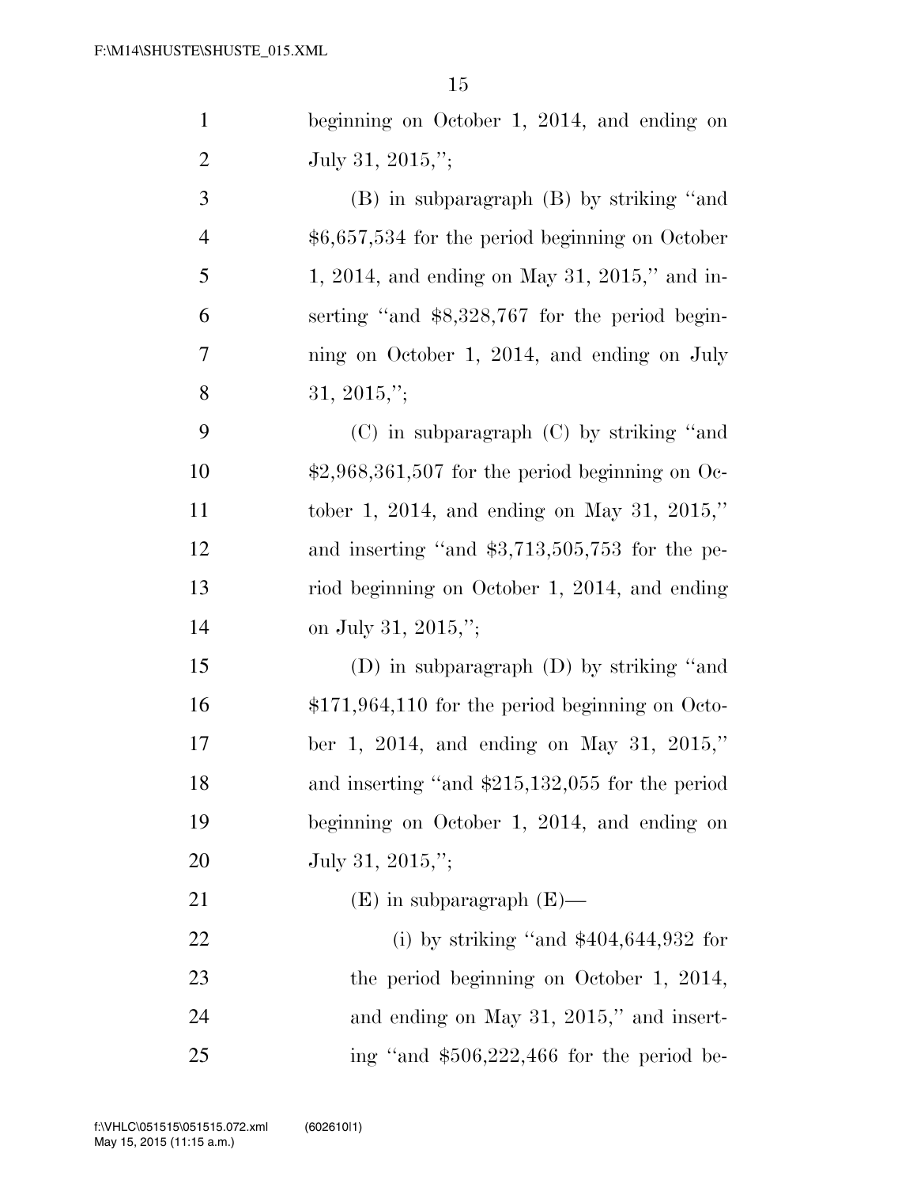beginning on October 1, 2014, and ending on July 31, 2015,'';

(B) in subparagraph (B) by striking ''and $6,657,534 for the period beginning on October 1, 2014, and ending on May 31, 2015,'' and inserting ''and $8,328,767 for the period beginning on October 1, 2014, and ending on July 31, 2015,'';

(C) in subparagraph (C) by striking ''and $2,968,361,507 for the period beginning on October 1, 2014, and ending on May 31, 2015,'' and inserting ''and $3,713,505,753 for the period beginning on October 1, 2014, and ending on July 31, 2015,'';

(D) in subparagraph (D) by striking ''and $171,964,110 for the period beginning on October 1, 2014, and ending on May 31, 2015,'' and inserting ''and $215,132,055 for the period beginning on October 1, 2014, and ending on July 31, 2015,'';

(E) in subparagraph (E)—

(i) by striking ''and $404,644,932 for the period beginning on October 1, 2014, and ending on May 31, 2015,'' and inserting ''and $506,222,466 for the period be-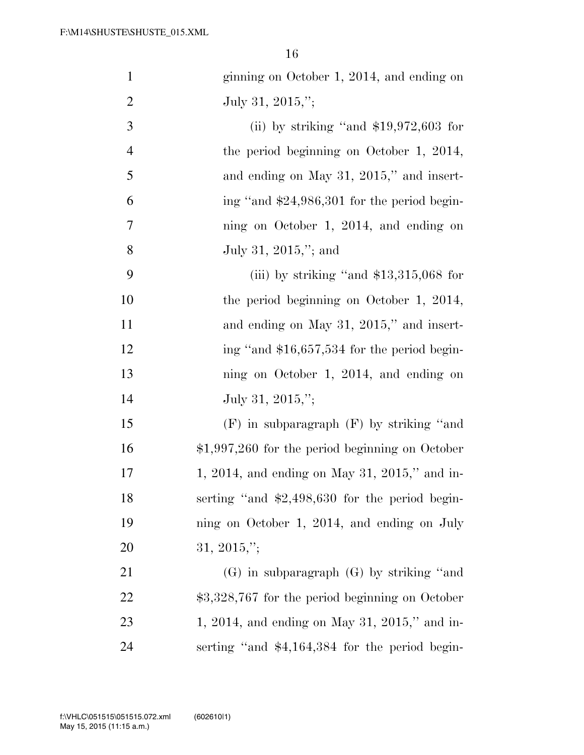ginning on October 1, 2014, and ending on July 31, 2015,'';

(ii) by striking ''and $19,972,603 for the period beginning on October 1, 2014, and ending on May 31, 2015,'' and inserting ''and $24,986,301 for the period beginning on October 1, 2014, and ending on July 31, 2015,''; and

(iii) by striking ''and $13,315,068 for the period beginning on October 1, 2014, and ending on May 31, 2015,'' and inserting ''and $16,657,534 for the period beginning on October 1, 2014, and ending on July 31, 2015,'';

(F) in subparagraph (F) by striking ''and $1,997,260 for the period beginning on October 1, 2014, and ending on May 31, 2015,'' and inserting ''and $2,498,630 for the period beginning on October 1, 2014, and ending on July 31, 2015,'';

(G) in subparagraph (G) by striking ''and $3,328,767 for the period beginning on October 1, 2014, and ending on May 31, 2015,'' and inserting ''and $4,164,384 for the period begin-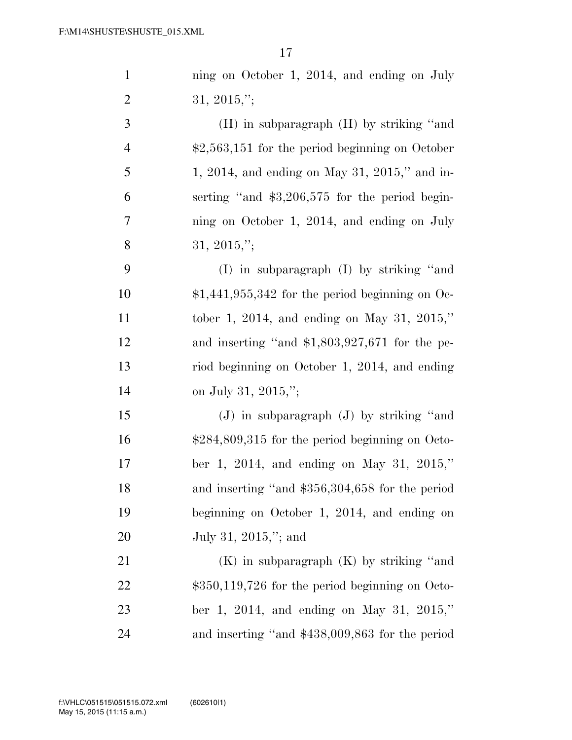ning on October 1, 2014, and ending on July 31, 2015,'';

(H) in subparagraph (H) by striking ''and $2,563,151 for the period beginning on October 1, 2014, and ending on May 31, 2015,'' and inserting ''and $3,206,575 for the period beginning on October 1, 2014, and ending on July 31, 2015,'';

(I) in subparagraph (I) by striking ''and $1,441,955,342 for the period beginning on October 1, 2014, and ending on May 31, 2015,'' and inserting ''and $1,803,927,671 for the period beginning on October 1, 2014, and ending on July 31, 2015,'';

(J) in subparagraph (J) by striking ''and $284,809,315 for the period beginning on October 1, 2014, and ending on May 31, 2015,'' and inserting ''and $356,304,658 for the period beginning on October 1, 2014, and ending on July 31, 2015,''; and

(K) in subparagraph (K) by striking ''and $350,119,726 for the period beginning on October 1, 2014, and ending on May 31, 2015,'' and inserting ''and $438,009,863 for the period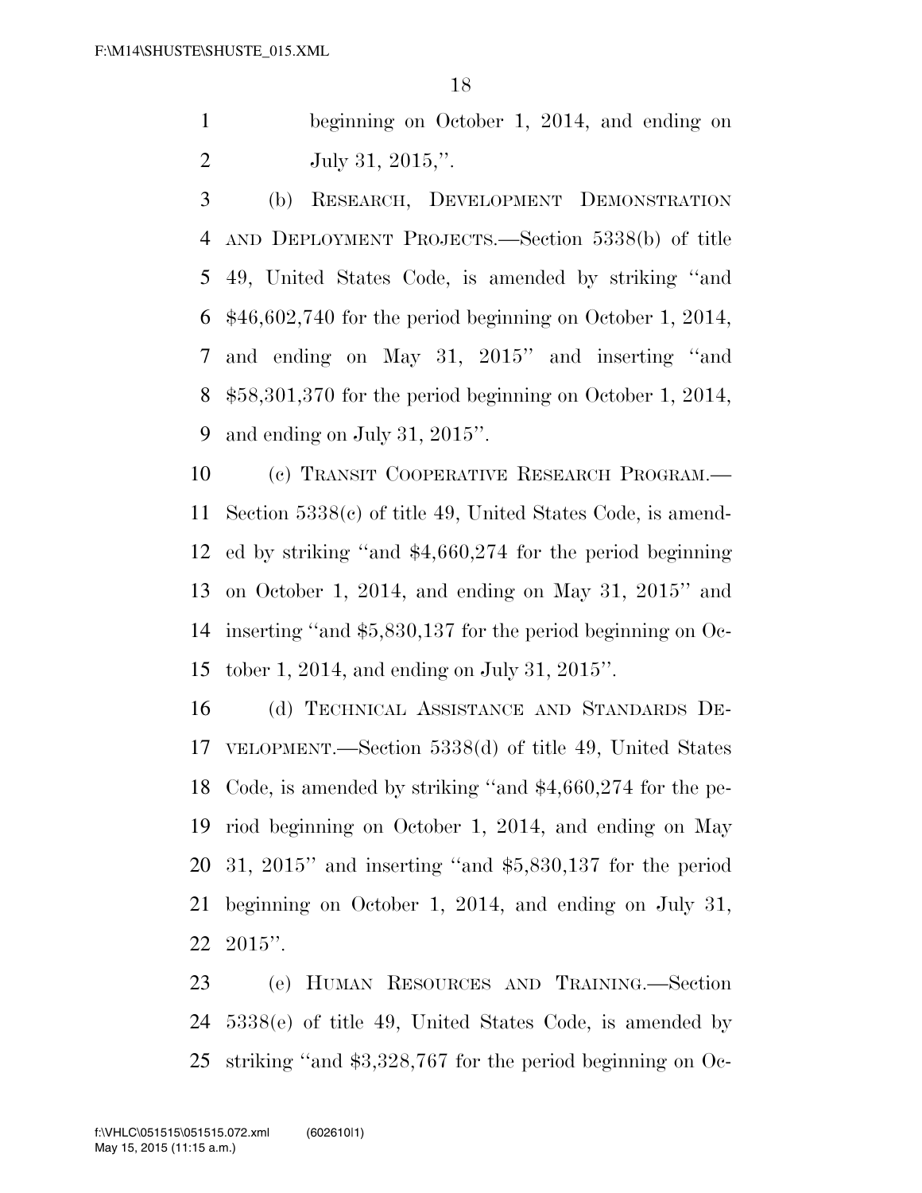beginning on October 1, 2014, and ending on July 31, 2015,''.

(b) RESEARCH, DEVELOPMENT DEMONSTRATION AND DEPLOYMENT PROJECTS.—Section 5338(b) of title 49, United States Code, is amended by striking ''and \$46,602,740 for the period beginning on October 1, 2014, and ending on May 31, 2015'' and inserting ''and \$58,301,370 for the period beginning on October 1, 2014, and ending on July 31, 2015''.

(c) TRANSIT COOPERATIVE RESEARCH PROGRAM.—Section 5338(c) of title 49, United States Code, is amended by striking ''and \$4,660,274 for the period beginning on October 1, 2014, and ending on May 31, 2015'' and inserting ''and \$5,830,137 for the period beginning on October 1, 2014, and ending on July 31, 2015''.

(d) TECHNICAL ASSISTANCE AND STANDARDS DEVELOPMENT.—Section 5338(d) of title 49, United States Code, is amended by striking ''and \$4,660,274 for the period beginning on October 1, 2014, and ending on May 31, 2015'' and inserting ''and \$5,830,137 for the period beginning on October 1, 2014, and ending on July 31, 2015''.

(e) HUMAN RESOURCES AND TRAINING.—Section 5338(e) of title 49, United States Code, is amended by striking ''and \$3,328,767 for the period beginning on Oc-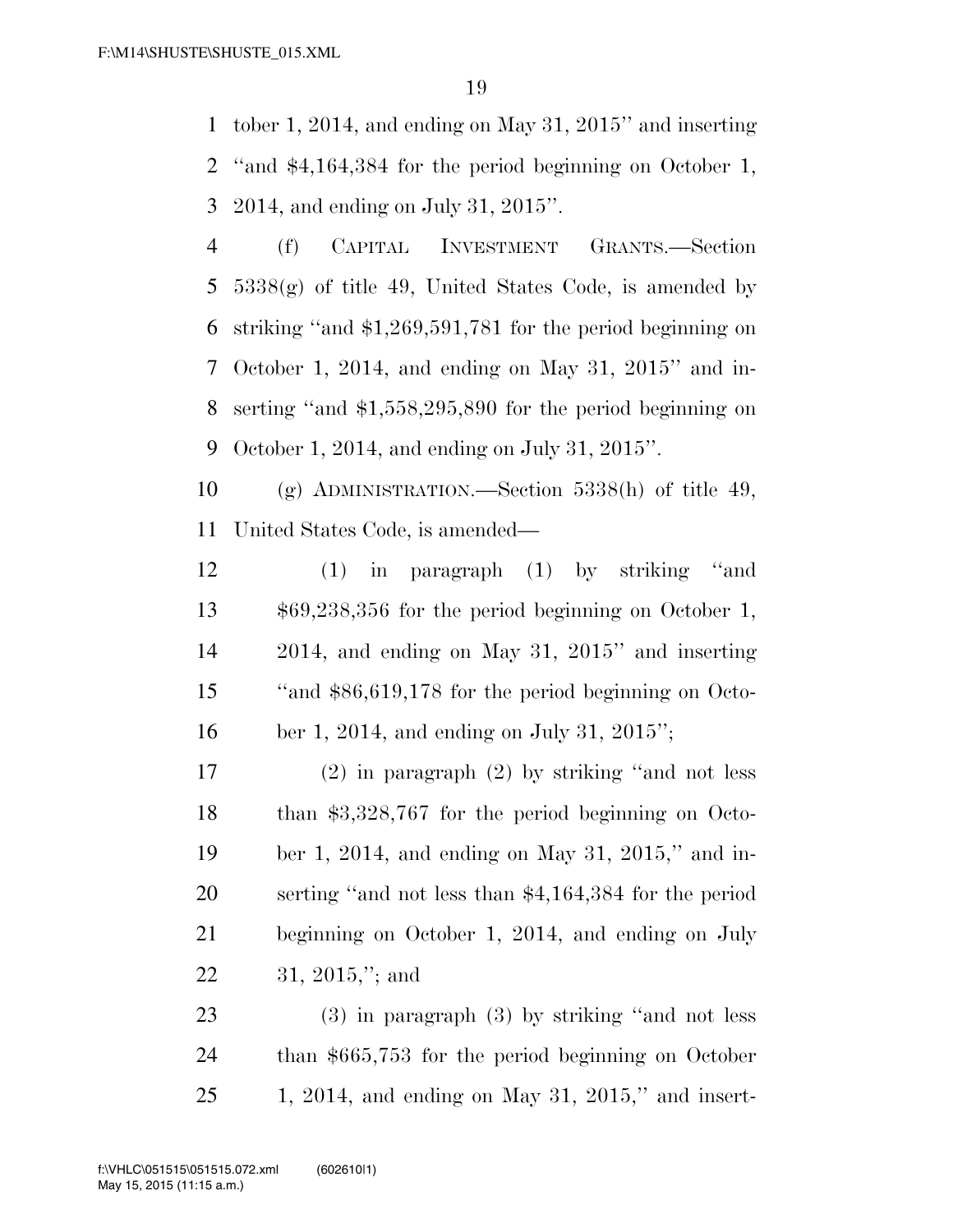tober 1, 2014, and ending on May 31, 2015'' and inserting ''and $4,164,384 for the period beginning on October 1, 2014, and ending on July 31, 2015''.

(f) CAPITAL INVESTMENT GRANTS.—Section 5338(g) of title 49, United States Code, is amended by striking ''and $1,269,591,781 for the period beginning on October 1, 2014, and ending on May 31, 2015'' and inserting ''and $1,558,295,890 for the period beginning on October 1, 2014, and ending on July 31, 2015''.

(g) ADMINISTRATION.—Section 5338(h) of title 49, United States Code, is amended—

(1) in paragraph (1) by striking ''and $69,238,356 for the period beginning on October 1, 2014, and ending on May 31, 2015'' and inserting ''and $86,619,178 for the period beginning on October 1, 2014, and ending on July 31, 2015'';

(2) in paragraph (2) by striking ''and not less than $3,328,767 for the period beginning on October 1, 2014, and ending on May 31, 2015,'' and inserting ''and not less than $4,164,384 for the period beginning on October 1, 2014, and ending on July 31, 2015,''; and

(3) in paragraph (3) by striking ''and not less than $665,753 for the period beginning on October 1, 2014, and ending on May 31, 2015,'' and insert-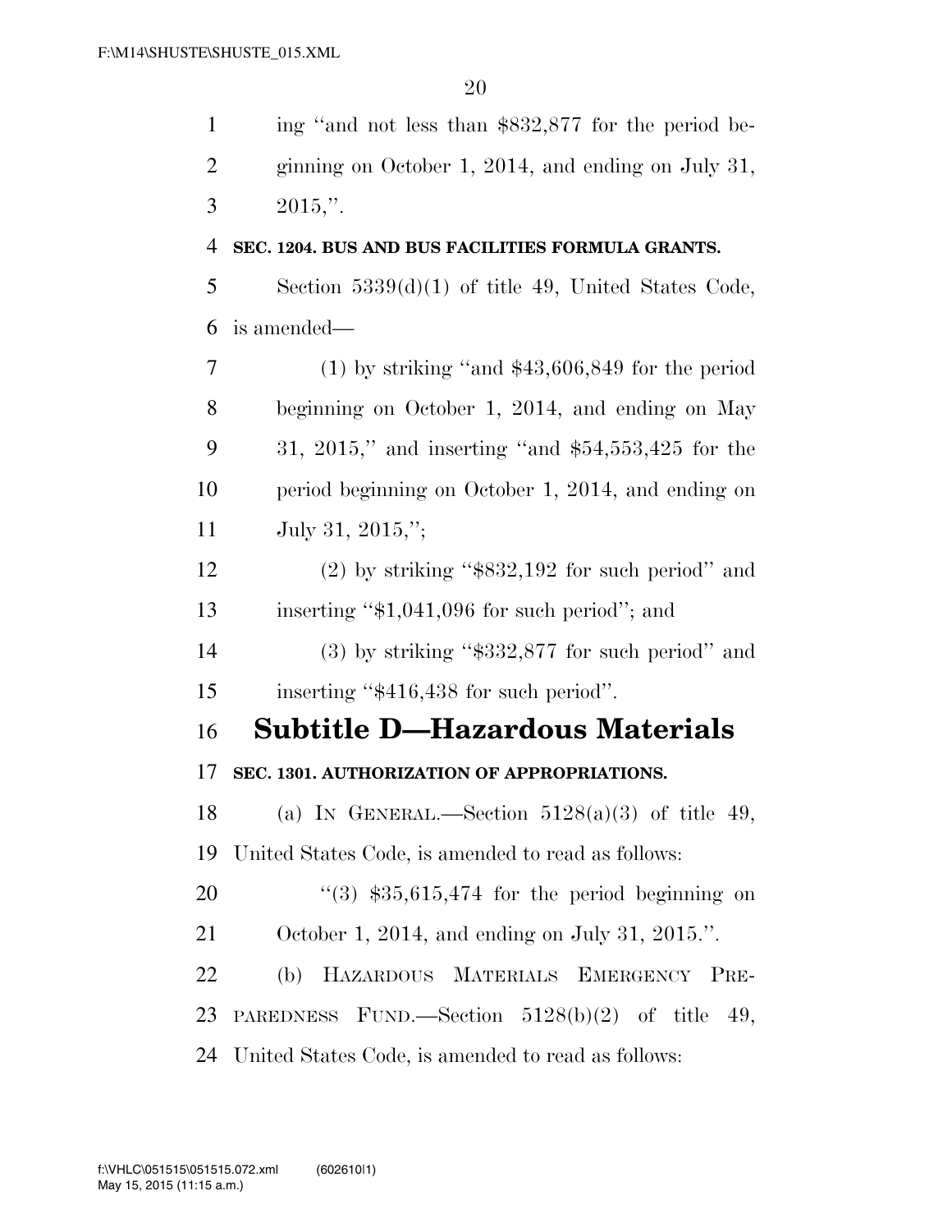ing "and not less than $832,877 for the period beginning on October 1, 2014, and ending on July 31, 2015,".

**SEC. 1204. BUS AND BUS FACILITIES FORMULA GRANTS.**

Section 5339(d)(1) of title 49, United States Code, is amended—

(1) by striking "and $43,606,849 for the period beginning on October 1, 2014, and ending on May 31, 2015," and inserting "and $54,553,425 for the period beginning on October 1, 2014, and ending on July 31, 2015,";

(2) by striking "$832,192 for such period" and inserting "$1,041,096 for such period"; and

(3) by striking "$332,877 for such period" and inserting "$416,438 for such period".

## Subtitle D—Hazardous Materials

**SEC. 1301. AUTHORIZATION OF APPROPRIATIONS.**

(a) IN GENERAL.—Section 5128(a)(3) of title 49, United States Code, is amended to read as follows:

"(3) $35,615,474 for the period beginning on October 1, 2014, and ending on July 31, 2015.".

(b) HAZARDOUS MATERIALS EMERGENCY PREPAREDNESS FUND.—Section 5128(b)(2) of title 49, United States Code, is amended to read as follows: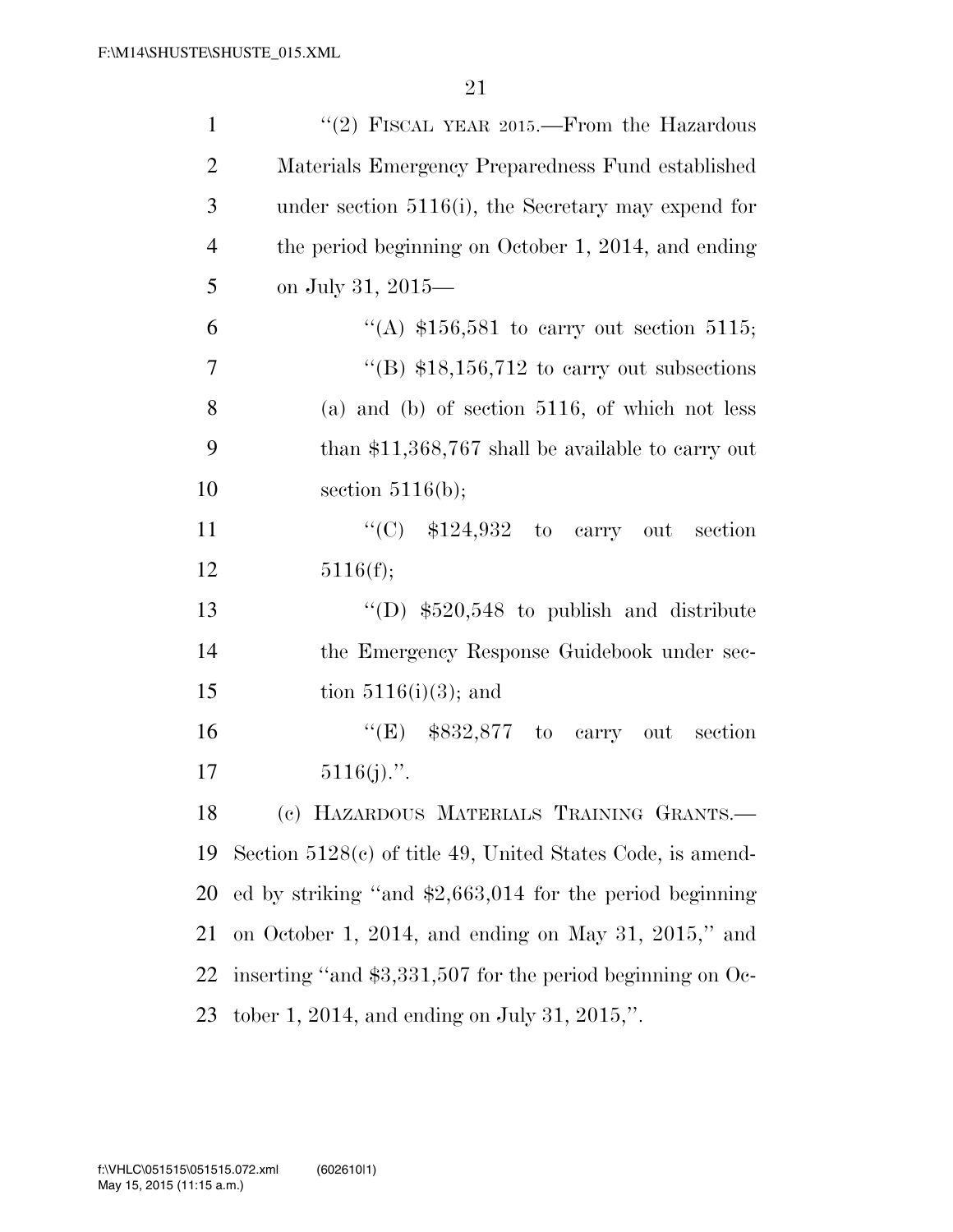''(2) FISCAL YEAR 2015.—From the Hazardous Materials Emergency Preparedness Fund established under section 5116(i), the Secretary may expend for the period beginning on October 1, 2014, and ending on July 31, 2015—

''(A) $156,581 to carry out section 5115;

''(B) $18,156,712 to carry out subsections (a) and (b) of section 5116, of which not less than $11,368,767 shall be available to carry out section 5116(b);

''(C) $124,932 to carry out section 5116(f);

''(D) $520,548 to publish and distribute the Emergency Response Guidebook under section 5116(i)(3); and

''(E) $832,877 to carry out section 5116(j).''.

(c) HAZARDOUS MATERIALS TRAINING GRANTS.—Section 5128(c) of title 49, United States Code, is amended by striking ''and $2,663,014 for the period beginning on October 1, 2014, and ending on May 31, 2015,'' and inserting ''and $3,331,507 for the period beginning on October 1, 2014, and ending on July 31, 2015,''.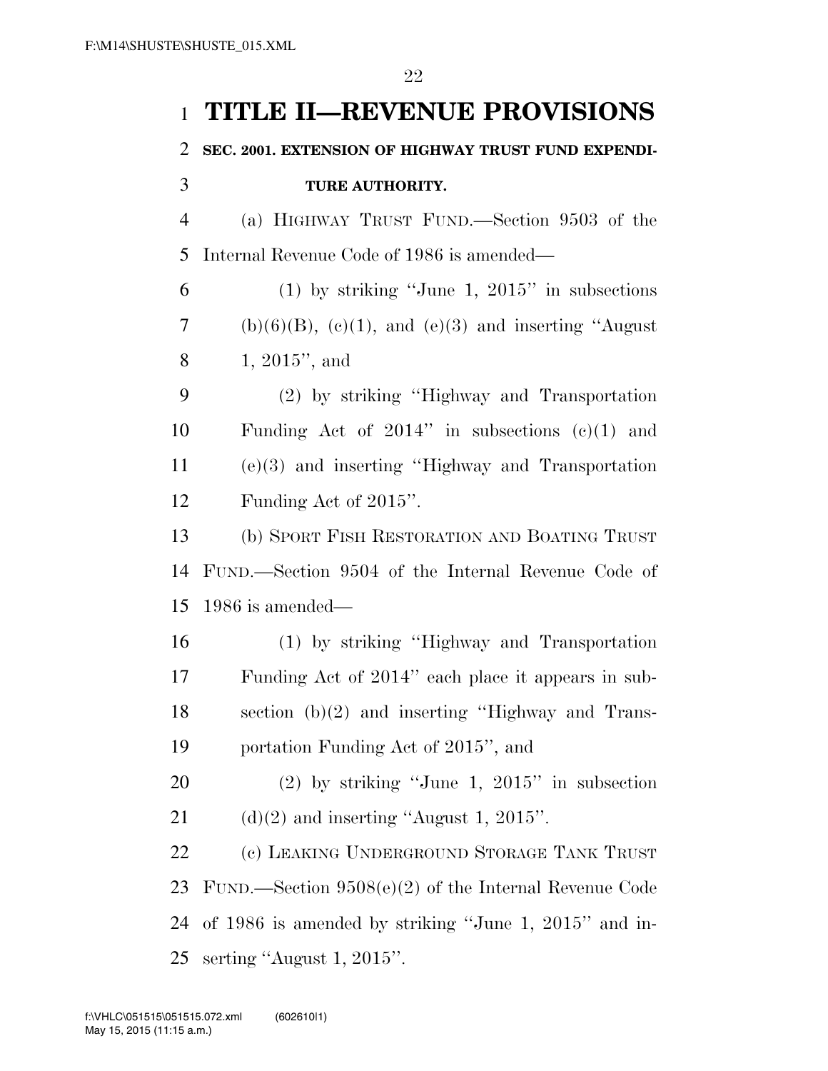# TITLE II—REVENUE PROVISIONS

## SEC. 2001. EXTENSION OF HIGHWAY TRUST FUND EXPENDITURE AUTHORITY.

(a) HIGHWAY TRUST FUND.—Section 9503 of the Internal Revenue Code of 1986 is amended—

(1) by striking "June 1, 2015" in subsections (b)(6)(B), (c)(1), and (e)(3) and inserting "August 1, 2015", and

(2) by striking "Highway and Transportation Funding Act of 2014" in subsections (c)(1) and (e)(3) and inserting "Highway and Transportation Funding Act of 2015".

(b) SPORT FISH RESTORATION AND BOATING TRUST FUND.—Section 9504 of the Internal Revenue Code of 1986 is amended—

(1) by striking "Highway and Transportation Funding Act of 2014" each place it appears in subsection (b)(2) and inserting "Highway and Transportation Funding Act of 2015", and

(2) by striking "June 1, 2015" in subsection (d)(2) and inserting "August 1, 2015".

(c) LEAKING UNDERGROUND STORAGE TANK TRUST FUND.—Section 9508(e)(2) of the Internal Revenue Code of 1986 is amended by striking "June 1, 2015" and inserting "August 1, 2015".